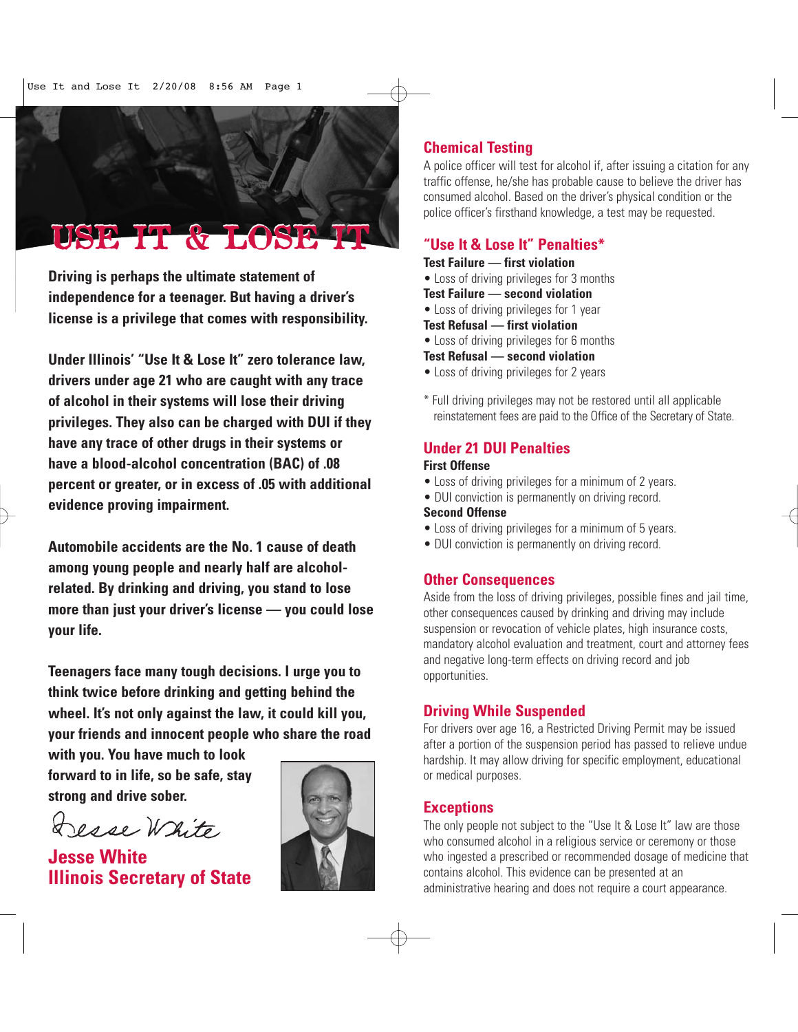# USE IT & LOSE IT

**Driving is perhaps the ultimate statement of independence for a teenager. But having a driver's license is a privilege that comes with responsibility.**

**Under Illinois' "Use It & Lose It" zero tolerance law, drivers under age 21 who are caught with any trace of alcohol in their systems will lose their driving privileges. They also can be charged with DUI if they have any trace of other drugs in their systems or have a blood-alcohol concentration (BAC) of .08 percent or greater, or in excess of .05 with additional evidence proving impairment.**

**Automobile accidents are the No. 1 cause of death among young people and nearly half are alcohol-related. By drinking and driving, you stand to lose more than just your driver's license — you could lose your life.**

**Teenagers face many tough decisions. I urge you to think twice before drinking and getting behind the wheel. It's not only against the law, it could kill you, your friends and innocent people who share the road with you. You have much to look forward to in life, so be safe, stay strong and drive sober.**

Jesse White

**Jesse White**
**Illinois Secretary of State**

## Chemical Testing

A police officer will test for alcohol if, after issuing a citation for any traffic offense, he/she has probable cause to believe the driver has consumed alcohol. Based on the driver's physical condition or the police officer's firsthand knowledge, a test may be requested.

## "Use It & Lose It" Penalties*

**Test Failure — first violation**
- Loss of driving privileges for 3 months

**Test Failure — second violation**
- Loss of driving privileges for 1 year

**Test Refusal — first violation**
- Loss of driving privileges for 6 months

**Test Refusal — second violation**
- Loss of driving privileges for 2 years

\* Full driving privileges may not be restored until all applicable reinstatement fees are paid to the Office of the Secretary of State.

## Under 21 DUI Penalties

**First Offense**
- Loss of driving privileges for a minimum of 2 years.
- DUI conviction is permanently on driving record.

**Second Offense**
- Loss of driving privileges for a minimum of 5 years.
- DUI conviction is permanently on driving record.

## Other Consequences

Aside from the loss of driving privileges, possible fines and jail time, other consequences caused by drinking and driving may include suspension or revocation of vehicle plates, high insurance costs, mandatory alcohol evaluation and treatment, court and attorney fees and negative long-term effects on driving record and job opportunities.

## Driving While Suspended

For drivers over age 16, a Restricted Driving Permit may be issued after a portion of the suspension period has passed to relieve undue hardship. It may allow driving for specific employment, educational or medical purposes.

## Exceptions

The only people not subject to the "Use It & Lose It" law are those who consumed alcohol in a religious service or ceremony or those who ingested a prescribed or recommended dosage of medicine that contains alcohol. This evidence can be presented at an administrative hearing and does not require a court appearance.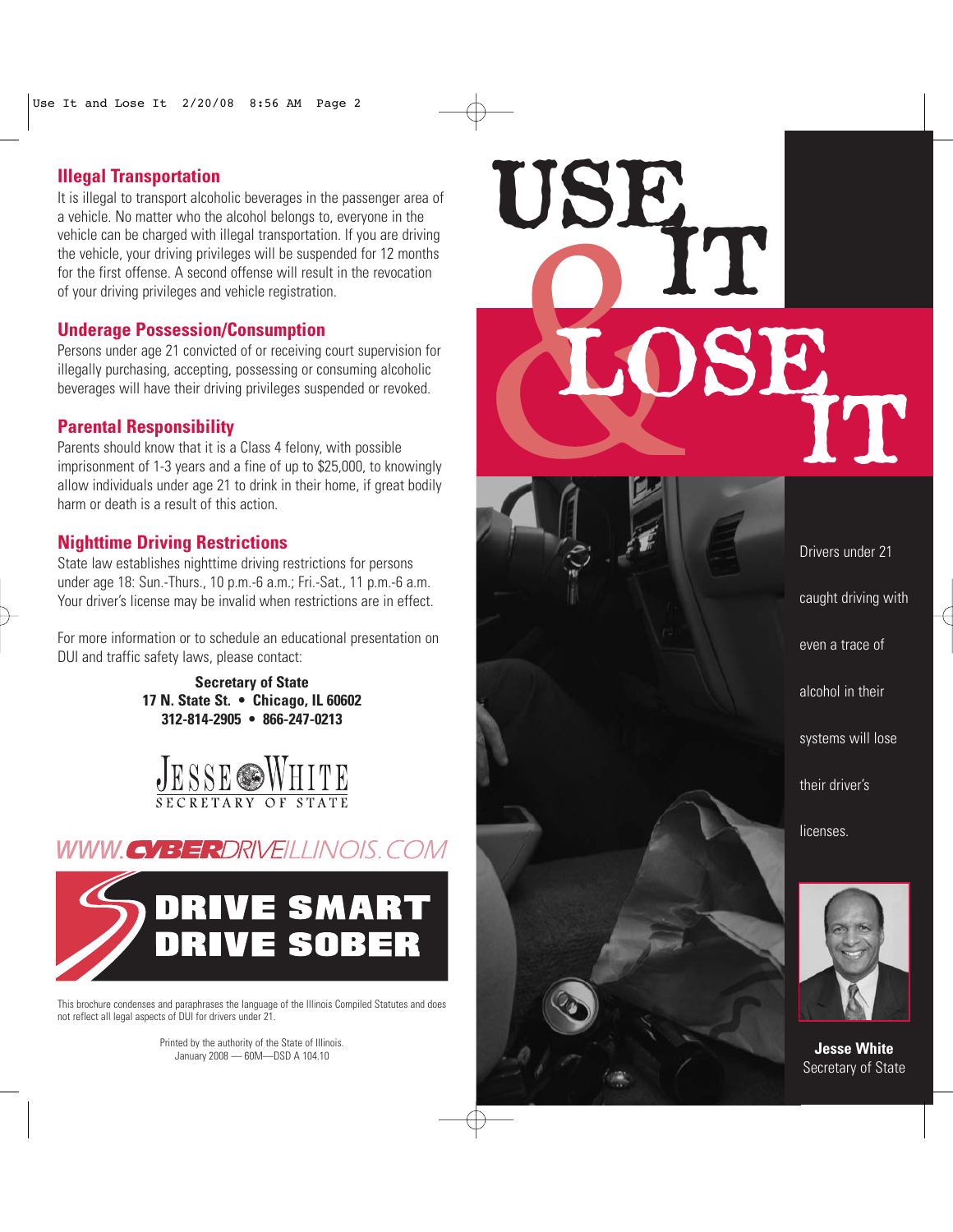## Illegal Transportation

It is illegal to transport alcoholic beverages in the passenger area of a vehicle. No matter who the alcohol belongs to, everyone in the vehicle can be charged with illegal transportation. If you are driving the vehicle, your driving privileges will be suspended for 12 months for the first offense. A second offense will result in the revocation of your driving privileges and vehicle registration.

## Underage Possession/Consumption

Persons under age 21 convicted of or receiving court supervision for illegally purchasing, accepting, possessing or consuming alcoholic beverages will have their driving privileges suspended or revoked.

## Parental Responsibility

Parents should know that it is a Class 4 felony, with possible imprisonment of 1-3 years and a fine of up to $25,000, to knowingly allow individuals under age 21 to drink in their home, if great bodily harm or death is a result of this action.

## Nighttime Driving Restrictions

State law establishes nighttime driving restrictions for persons under age 18: Sun.-Thurs., 10 p.m.-6 a.m.; Fri.-Sat., 11 p.m.-6 a.m. Your driver's license may be invalid when restrictions are in effect.

For more information or to schedule an educational presentation on DUI and traffic safety laws, please contact:

**Secretary of State**
**17 N. State St. • Chicago, IL 60602**
**312-814-2905 • 866-247-0213**

JESSE WHITE
SECRETARY OF STATE

WWW.CYBERDRIVEILLINOIS.COM

DRIVE SMART
DRIVE SOBER

This brochure condenses and paraphrases the language of the Illinois Compiled Statutes and does not reflect all legal aspects of DUI for drivers under 21.

Printed by the authority of the State of Illinois.
January 2008 — 60M—DSD A 104.10

# USE IT & LOSE IT

Drivers under 21 caught driving with even a trace of alcohol in their systems will lose their driver's licenses.

**Jesse White**
Secretary of State